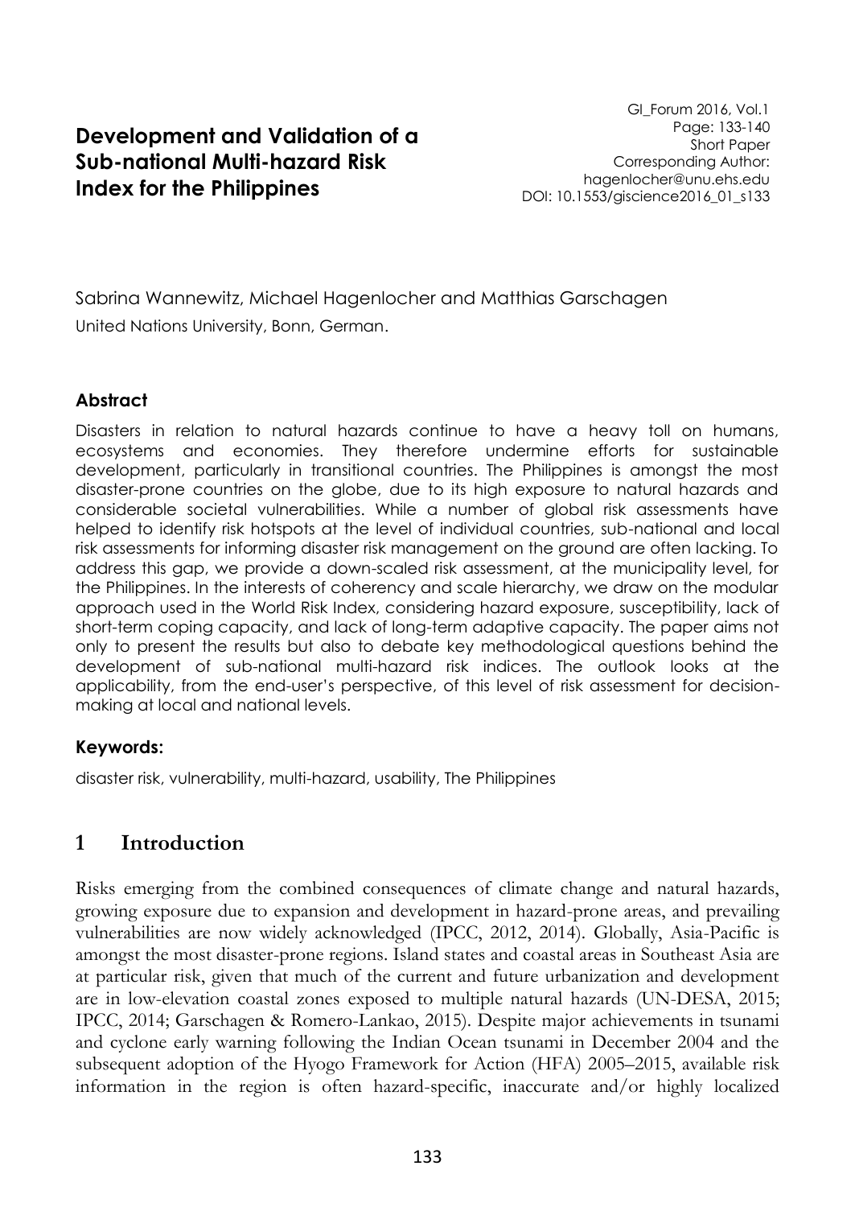# Development and Validation of a Sub-national Multi-hazard Risk Index for the Philippines

GI_Forum 2016, Vol.1
Page: 133-140
Short Paper
Corresponding Author:
hagenlocher@unu.ehs.edu
DOI: 10.1553/giscience2016_01_s133

Sabrina Wannewitz, Michael Hagenlocher and Matthias Garschagen

United Nations University, Bonn, German.

### Abstract

Disasters in relation to natural hazards continue to have a heavy toll on humans, ecosystems and economies. They therefore undermine efforts for sustainable development, particularly in transitional countries. The Philippines is amongst the most disaster-prone countries on the globe, due to its high exposure to natural hazards and considerable societal vulnerabilities. While a number of global risk assessments have helped to identify risk hotspots at the level of individual countries, sub-national and local risk assessments for informing disaster risk management on the ground are often lacking. To address this gap, we provide a down-scaled risk assessment, at the municipality level, for the Philippines. In the interests of coherency and scale hierarchy, we draw on the modular approach used in the World Risk Index, considering hazard exposure, susceptibility, lack of short-term coping capacity, and lack of long-term adaptive capacity. The paper aims not only to present the results but also to debate key methodological questions behind the development of sub-national multi-hazard risk indices. The outlook looks at the applicability, from the end-user's perspective, of this level of risk assessment for decision-making at local and national levels.

### Keywords:

disaster risk, vulnerability, multi-hazard, usability, The Philippines

## 1 Introduction

Risks emerging from the combined consequences of climate change and natural hazards, growing exposure due to expansion and development in hazard-prone areas, and prevailing vulnerabilities are now widely acknowledged (IPCC, 2012, 2014). Globally, Asia-Pacific is amongst the most disaster-prone regions. Island states and coastal areas in Southeast Asia are at particular risk, given that much of the current and future urbanization and development are in low-elevation coastal zones exposed to multiple natural hazards (UN-DESA, 2015; IPCC, 2014; Garschagen & Romero-Lankao, 2015). Despite major achievements in tsunami and cyclone early warning following the Indian Ocean tsunami in December 2004 and the subsequent adoption of the Hyogo Framework for Action (HFA) 2005–2015, available risk information in the region is often hazard-specific, inaccurate and/or highly localized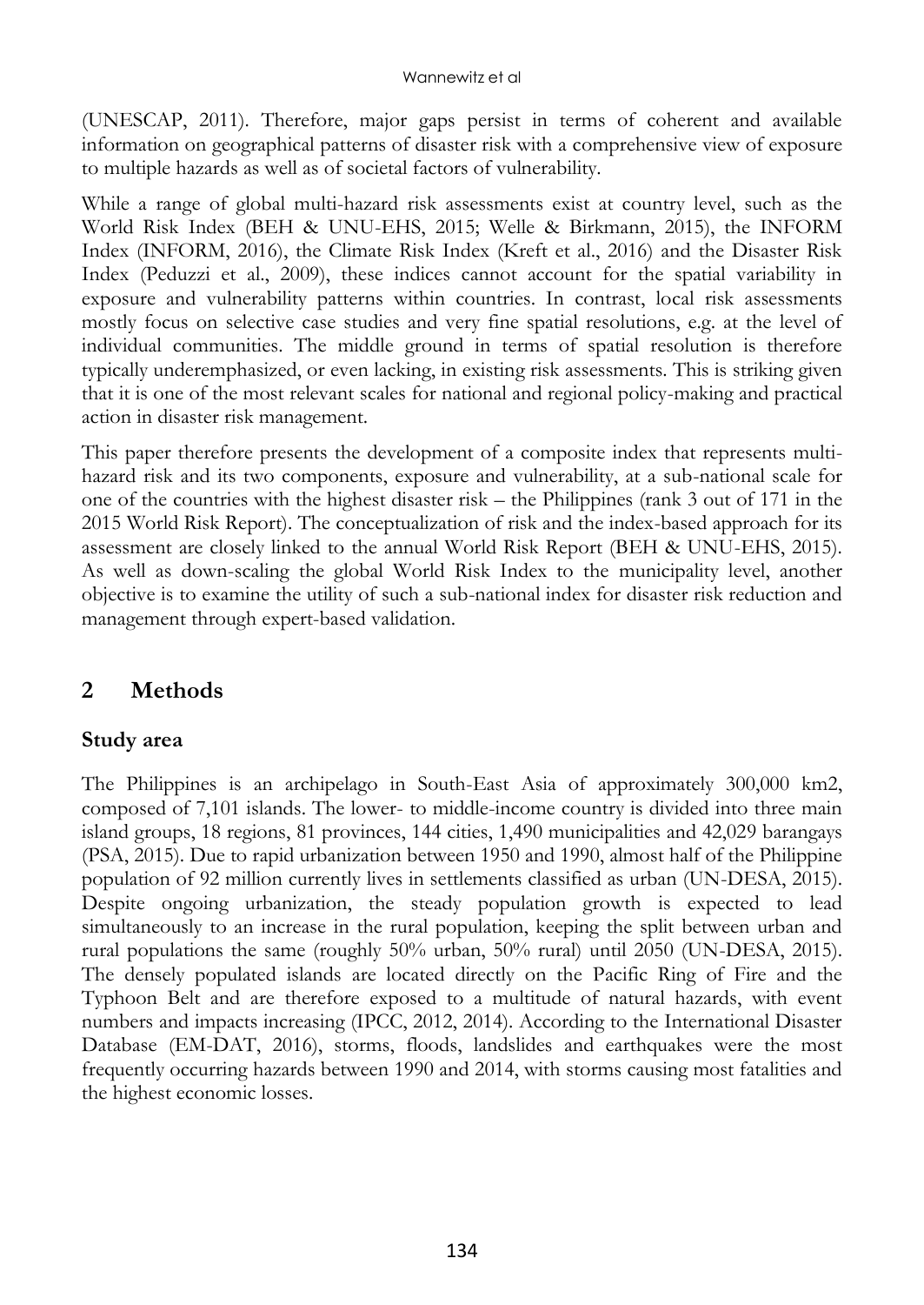(UNESCAP, 2011). Therefore, major gaps persist in terms of coherent and available information on geographical patterns of disaster risk with a comprehensive view of exposure to multiple hazards as well as of societal factors of vulnerability.

While a range of global multi-hazard risk assessments exist at country level, such as the World Risk Index (BEH & UNU-EHS, 2015; Welle & Birkmann, 2015), the INFORM Index (INFORM, 2016), the Climate Risk Index (Kreft et al., 2016) and the Disaster Risk Index (Peduzzi et al., 2009), these indices cannot account for the spatial variability in exposure and vulnerability patterns within countries. In contrast, local risk assessments mostly focus on selective case studies and very fine spatial resolutions, e.g. at the level of individual communities. The middle ground in terms of spatial resolution is therefore typically underemphasized, or even lacking, in existing risk assessments. This is striking given that it is one of the most relevant scales for national and regional policy-making and practical action in disaster risk management.

This paper therefore presents the development of a composite index that represents multi-hazard risk and its two components, exposure and vulnerability, at a sub-national scale for one of the countries with the highest disaster risk – the Philippines (rank 3 out of 171 in the 2015 World Risk Report). The conceptualization of risk and the index-based approach for its assessment are closely linked to the annual World Risk Report (BEH & UNU-EHS, 2015). As well as down-scaling the global World Risk Index to the municipality level, another objective is to examine the utility of such a sub-national index for disaster risk reduction and management through expert-based validation.

## 2 Methods

### Study area

The Philippines is an archipelago in South-East Asia of approximately 300,000 km2, composed of 7,101 islands. The lower- to middle-income country is divided into three main island groups, 18 regions, 81 provinces, 144 cities, 1,490 municipalities and 42,029 barangays (PSA, 2015). Due to rapid urbanization between 1950 and 1990, almost half of the Philippine population of 92 million currently lives in settlements classified as urban (UN-DESA, 2015). Despite ongoing urbanization, the steady population growth is expected to lead simultaneously to an increase in the rural population, keeping the split between urban and rural populations the same (roughly 50% urban, 50% rural) until 2050 (UN-DESA, 2015). The densely populated islands are located directly on the Pacific Ring of Fire and the Typhoon Belt and are therefore exposed to a multitude of natural hazards, with event numbers and impacts increasing (IPCC, 2012, 2014). According to the International Disaster Database (EM-DAT, 2016), storms, floods, landslides and earthquakes were the most frequently occurring hazards between 1990 and 2014, with storms causing most fatalities and the highest economic losses.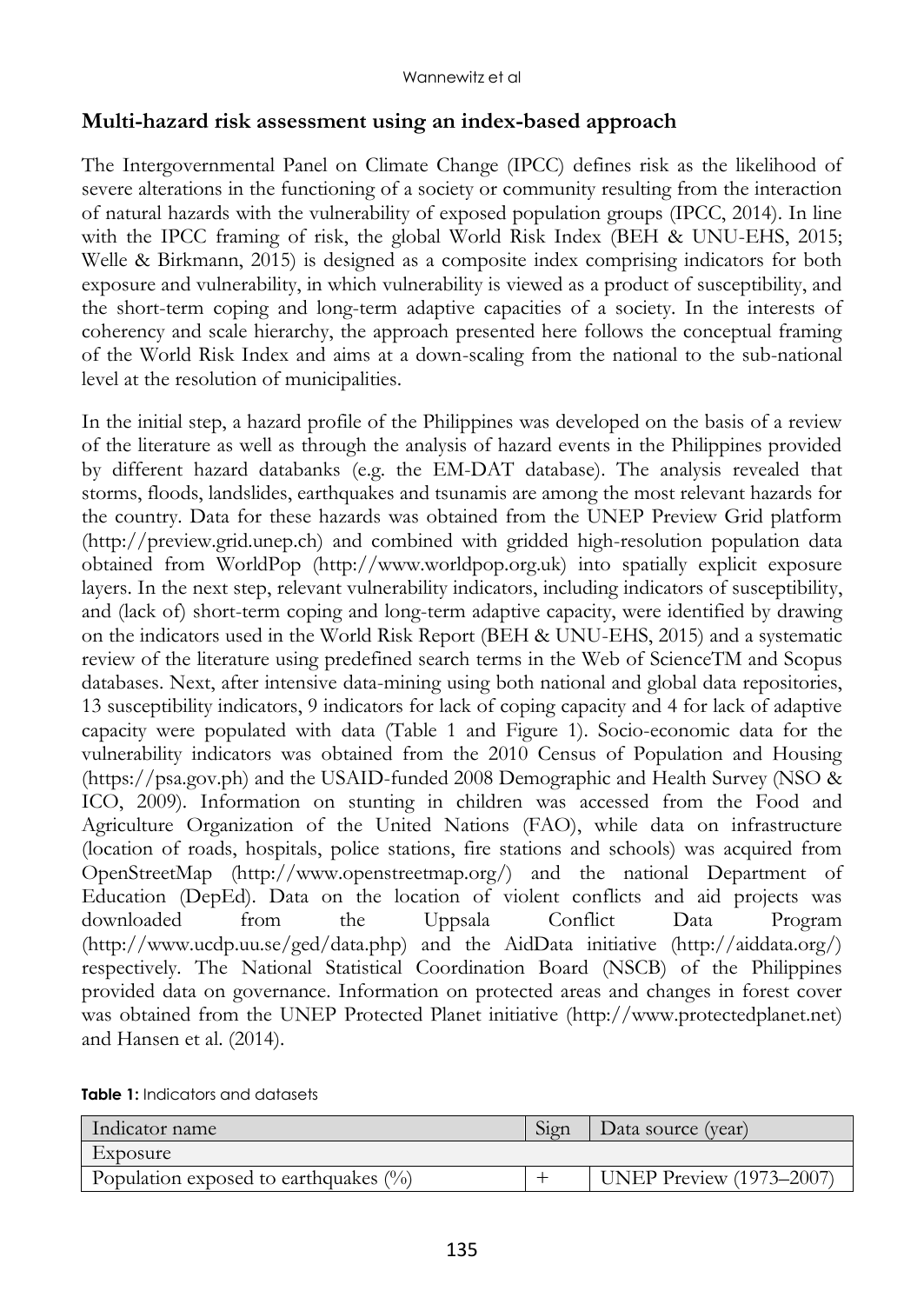## Multi-hazard risk assessment using an index-based approach

The Intergovernmental Panel on Climate Change (IPCC) defines risk as the likelihood of severe alterations in the functioning of a society or community resulting from the interaction of natural hazards with the vulnerability of exposed population groups (IPCC, 2014). In line with the IPCC framing of risk, the global World Risk Index (BEH & UNU-EHS, 2015; Welle & Birkmann, 2015) is designed as a composite index comprising indicators for both exposure and vulnerability, in which vulnerability is viewed as a product of susceptibility, and the short-term coping and long-term adaptive capacities of a society. In the interests of coherency and scale hierarchy, the approach presented here follows the conceptual framing of the World Risk Index and aims at a down-scaling from the national to the sub-national level at the resolution of municipalities.

In the initial step, a hazard profile of the Philippines was developed on the basis of a review of the literature as well as through the analysis of hazard events in the Philippines provided by different hazard databanks (e.g. the EM-DAT database). The analysis revealed that storms, floods, landslides, earthquakes and tsunamis are among the most relevant hazards for the country. Data for these hazards was obtained from the UNEP Preview Grid platform (http://preview.grid.unep.ch) and combined with gridded high-resolution population data obtained from WorldPop (http://www.worldpop.org.uk) into spatially explicit exposure layers. In the next step, relevant vulnerability indicators, including indicators of susceptibility, and (lack of) short-term coping and long-term adaptive capacity, were identified by drawing on the indicators used in the World Risk Report (BEH & UNU-EHS, 2015) and a systematic review of the literature using predefined search terms in the Web of ScienceTM and Scopus databases. Next, after intensive data-mining using both national and global data repositories, 13 susceptibility indicators, 9 indicators for lack of coping capacity and 4 for lack of adaptive capacity were populated with data (Table 1 and Figure 1). Socio-economic data for the vulnerability indicators was obtained from the 2010 Census of Population and Housing (https://psa.gov.ph) and the USAID-funded 2008 Demographic and Health Survey (NSO & ICO, 2009). Information on stunting in children was accessed from the Food and Agriculture Organization of the United Nations (FAO), while data on infrastructure (location of roads, hospitals, police stations, fire stations and schools) was acquired from OpenStreetMap (http://www.openstreetmap.org/) and the national Department of Education (DepEd). Data on the location of violent conflicts and aid projects was downloaded from the Uppsala Conflict Data Program (http://www.ucdp.uu.se/ged/data.php) and the AidData initiative (http://aiddata.org/) respectively. The National Statistical Coordination Board (NSCB) of the Philippines provided data on governance. Information on protected areas and changes in forest cover was obtained from the UNEP Protected Planet initiative (http://www.protectedplanet.net) and Hansen et al. (2014).

**Table 1:** Indicators and datasets

| Indicator name | Sign | Data source (year) |
| --- | --- | --- |
| Exposure | | |
| Population exposed to earthquakes (%) | + | UNEP Preview (1973–2007) |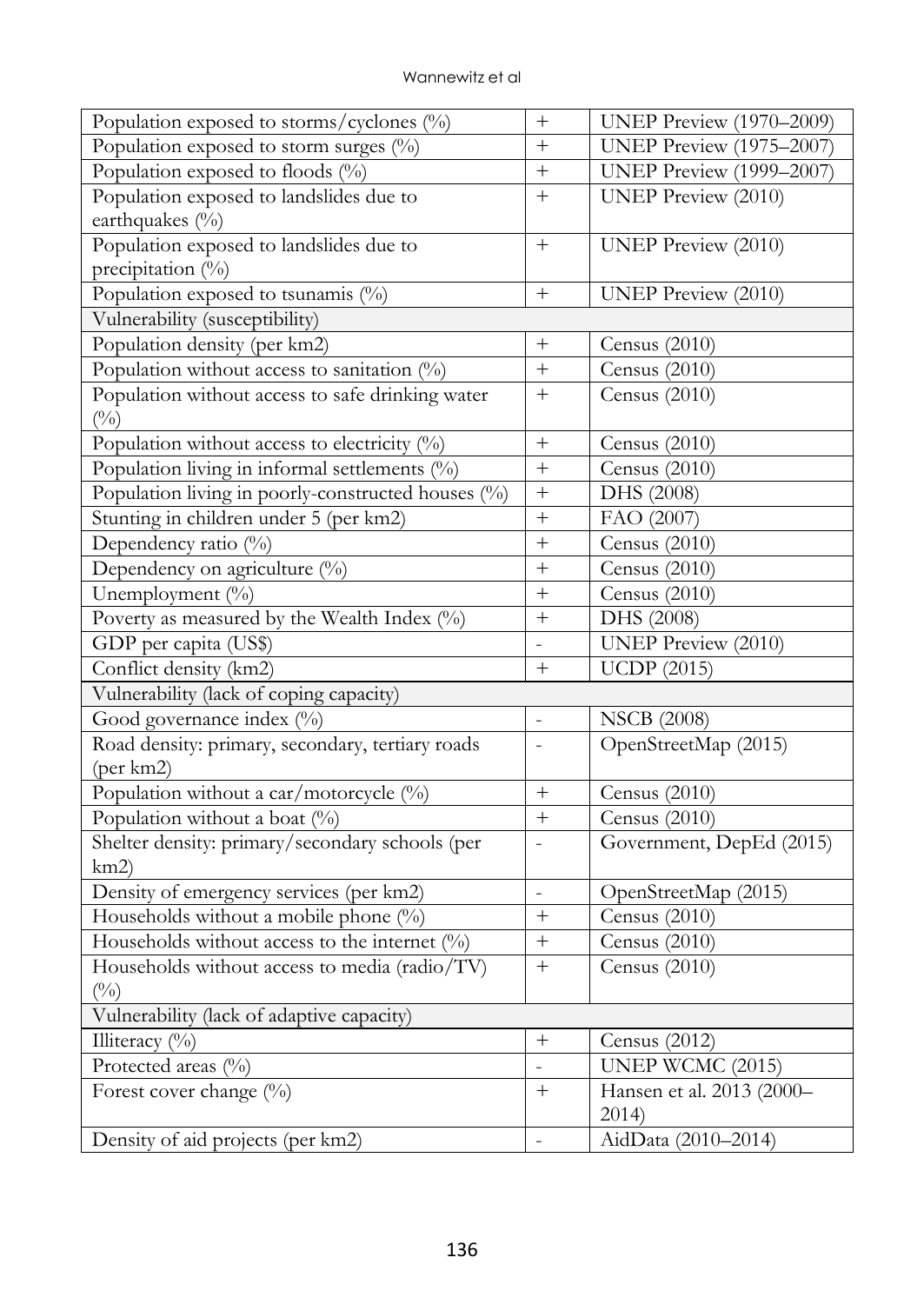| | | |
|---|---|---|
| Population exposed to storms/cyclones (%) | + | UNEP Preview (1970–2009) |
| Population exposed to storm surges (%) | + | UNEP Preview (1975–2007) |
| Population exposed to floods (%) | + | UNEP Preview (1999–2007) |
| Population exposed to landslides due to earthquakes (%) | + | UNEP Preview (2010) |
| Population exposed to landslides due to precipitation (%) | + | UNEP Preview (2010) |
| Population exposed to tsunamis (%) | + | UNEP Preview (2010) |
| Vulnerability (susceptibility) | | |
| Population density (per km2) | + | Census (2010) |
| Population without access to sanitation (%) | + | Census (2010) |
| Population without access to safe drinking water (%) | + | Census (2010) |
| Population without access to electricity (%) | + | Census (2010) |
| Population living in informal settlements (%) | + | Census (2010) |
| Population living in poorly-constructed houses (%) | + | DHS (2008) |
| Stunting in children under 5 (per km2) | + | FAO (2007) |
| Dependency ratio (%) | + | Census (2010) |
| Dependency on agriculture (%) | + | Census (2010) |
| Unemployment (%) | + | Census (2010) |
| Poverty as measured by the Wealth Index (%) | + | DHS (2008) |
| GDP per capita (US$) | - | UNEP Preview (2010) |
| Conflict density (km2) | + | UCDP (2015) |
| Vulnerability (lack of coping capacity) | | |
| Good governance index (%) | - | NSCB (2008) |
| Road density: primary, secondary, tertiary roads (per km2) | - | OpenStreetMap (2015) |
| Population without a car/motorcycle (%) | + | Census (2010) |
| Population without a boat (%) | + | Census (2010) |
| Shelter density: primary/secondary schools (per km2) | - | Government, DepEd (2015) |
| Density of emergency services (per km2) | - | OpenStreetMap (2015) |
| Households without a mobile phone (%) | + | Census (2010) |
| Households without access to the internet (%) | + | Census (2010) |
| Households without access to media (radio/TV) (%) | + | Census (2010) |
| Vulnerability (lack of adaptive capacity) | | |
| Illiteracy (%) | + | Census (2012) |
| Protected areas (%) | - | UNEP WCMC (2015) |
| Forest cover change (%) | + | Hansen et al. 2013 (2000–2014) |
| Density of aid projects (per km2) | - | AidData (2010–2014) |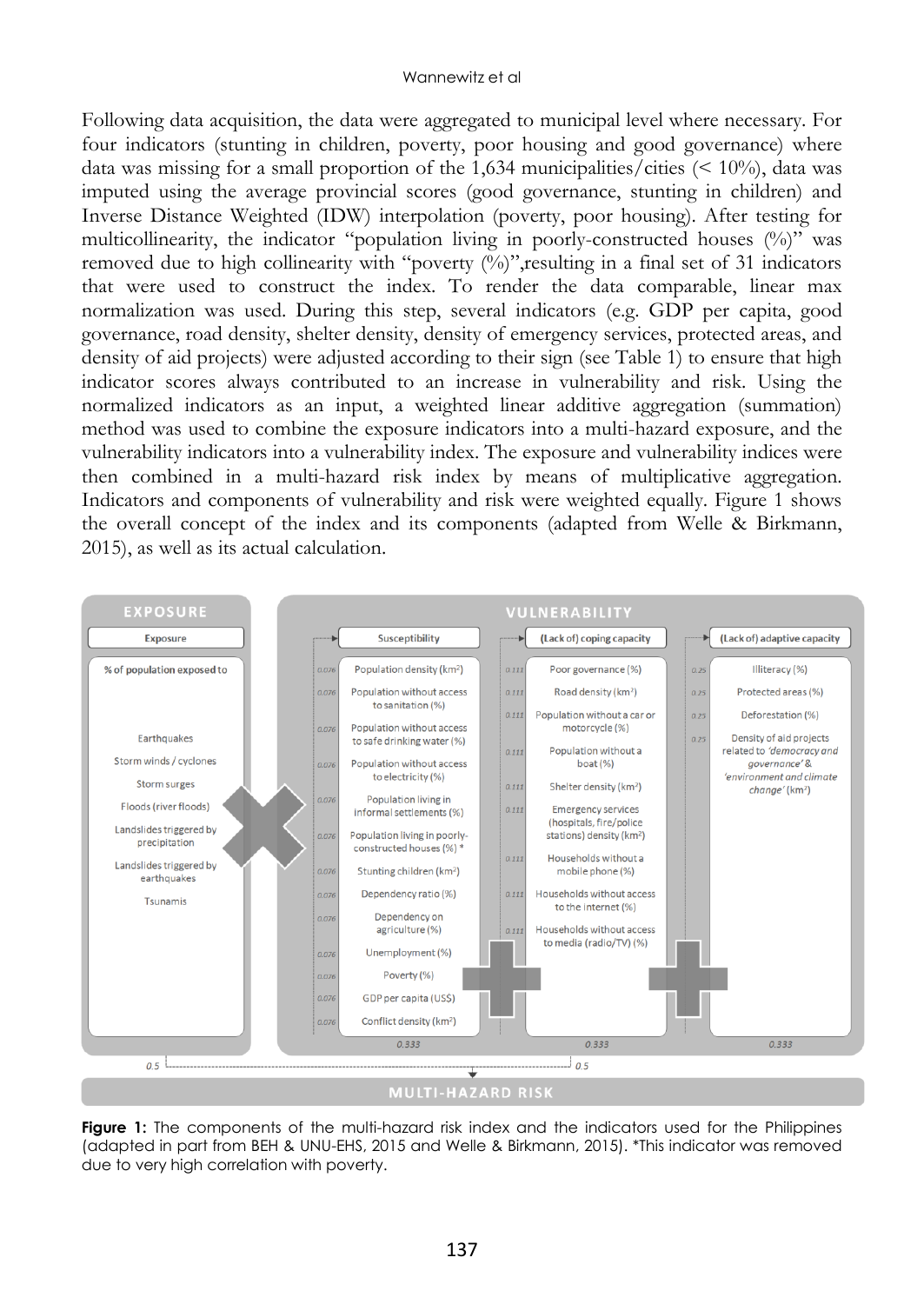Following data acquisition, the data were aggregated to municipal level where necessary. For four indicators (stunting in children, poverty, poor housing and good governance) where data was missing for a small proportion of the 1,634 municipalities/cities (< 10%), data was imputed using the average provincial scores (good governance, stunting in children) and Inverse Distance Weighted (IDW) interpolation (poverty, poor housing). After testing for multicollinearity, the indicator "population living in poorly-constructed houses (%)" was removed due to high collinearity with "poverty (%)",resulting in a final set of 31 indicators that were used to construct the index. To render the data comparable, linear max normalization was used. During this step, several indicators (e.g. GDP per capita, good governance, road density, shelter density, density of emergency services, protected areas, and density of aid projects) were adjusted according to their sign (see Table 1) to ensure that high indicator scores always contributed to an increase in vulnerability and risk. Using the normalized indicators as an input, a weighted linear additive aggregation (summation) method was used to combine the exposure indicators into a multi-hazard exposure, and the vulnerability indicators into a vulnerability index. The exposure and vulnerability indices were then combined in a multi-hazard risk index by means of multiplicative aggregation. Indicators and components of vulnerability and risk were weighted equally. Figure 1 shows the overall concept of the index and its components (adapted from Welle & Birkmann, 2015), as well as its actual calculation.

**Figure 1:** The components of the multi-hazard risk index and the indicators used for the Philippines (adapted in part from BEH & UNU-EHS, 2015 and Welle & Birkmann, 2015). *This indicator was removed due to very high correlation with poverty.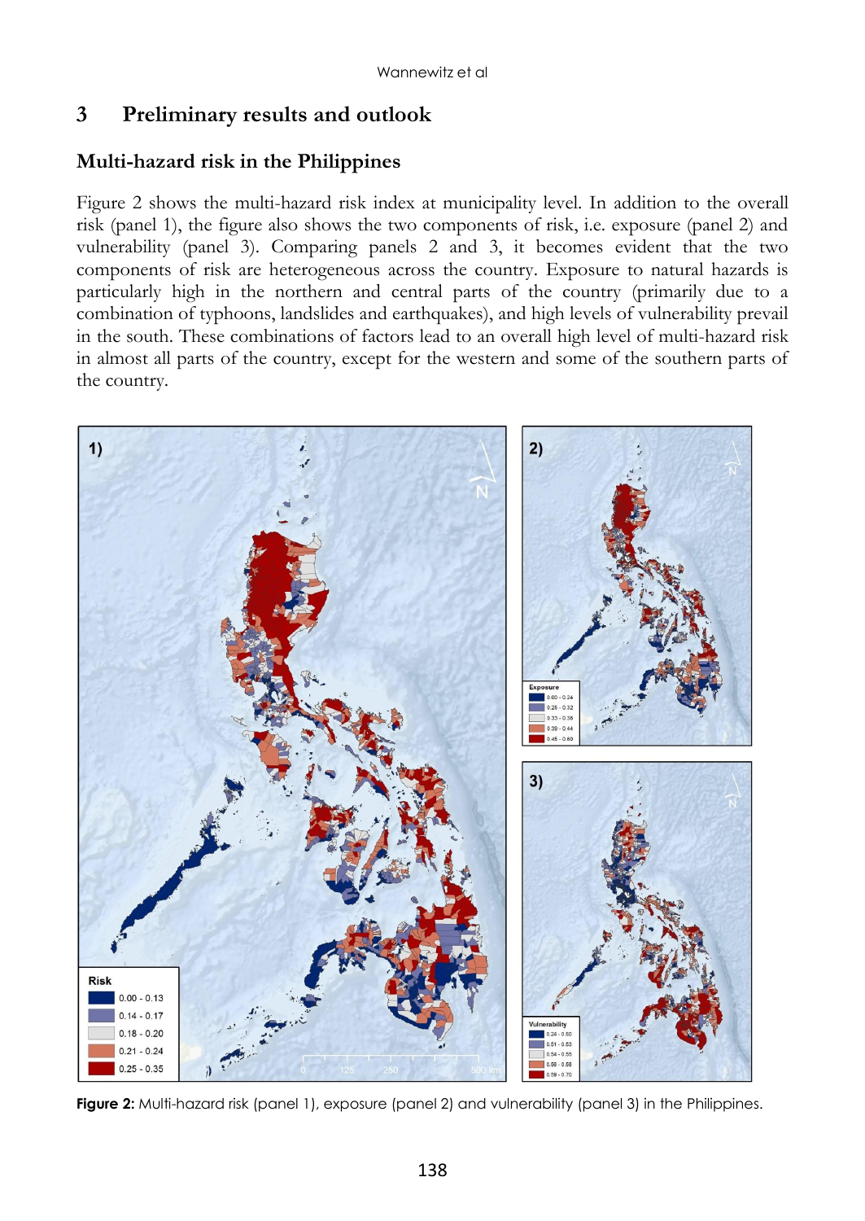## 3 Preliminary results and outlook

### Multi-hazard risk in the Philippines

Figure 2 shows the multi-hazard risk index at municipality level. In addition to the overall risk (panel 1), the figure also shows the two components of risk, i.e. exposure (panel 2) and vulnerability (panel 3). Comparing panels 2 and 3, it becomes evident that the two components of risk are heterogeneous across the country. Exposure to natural hazards is particularly high in the northern and central parts of the country (primarily due to a combination of typhoons, landslides and earthquakes), and high levels of vulnerability prevail in the south. These combinations of factors lead to an overall high level of multi-hazard risk in almost all parts of the country, except for the western and some of the southern parts of the country.

**Figure 2:** Multi-hazard risk (panel 1), exposure (panel 2) and vulnerability (panel 3) in the Philippines.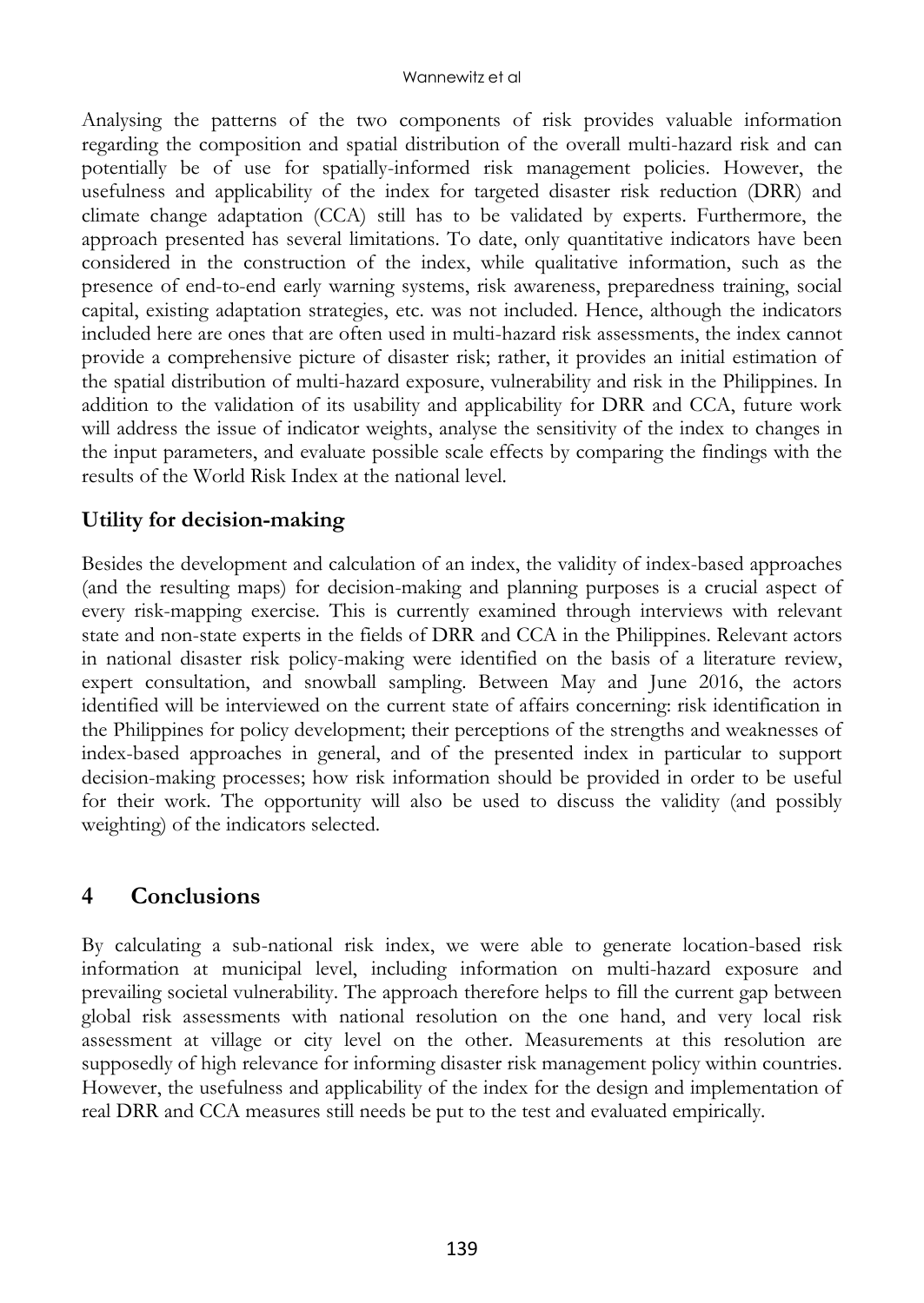Analysing the patterns of the two components of risk provides valuable information regarding the composition and spatial distribution of the overall multi-hazard risk and can potentially be of use for spatially-informed risk management policies. However, the usefulness and applicability of the index for targeted disaster risk reduction (DRR) and climate change adaptation (CCA) still has to be validated by experts. Furthermore, the approach presented has several limitations. To date, only quantitative indicators have been considered in the construction of the index, while qualitative information, such as the presence of end-to-end early warning systems, risk awareness, preparedness training, social capital, existing adaptation strategies, etc. was not included. Hence, although the indicators included here are ones that are often used in multi-hazard risk assessments, the index cannot provide a comprehensive picture of disaster risk; rather, it provides an initial estimation of the spatial distribution of multi-hazard exposure, vulnerability and risk in the Philippines. In addition to the validation of its usability and applicability for DRR and CCA, future work will address the issue of indicator weights, analyse the sensitivity of the index to changes in the input parameters, and evaluate possible scale effects by comparing the findings with the results of the World Risk Index at the national level.

### Utility for decision-making

Besides the development and calculation of an index, the validity of index-based approaches (and the resulting maps) for decision-making and planning purposes is a crucial aspect of every risk-mapping exercise. This is currently examined through interviews with relevant state and non-state experts in the fields of DRR and CCA in the Philippines. Relevant actors in national disaster risk policy-making were identified on the basis of a literature review, expert consultation, and snowball sampling. Between May and June 2016, the actors identified will be interviewed on the current state of affairs concerning: risk identification in the Philippines for policy development; their perceptions of the strengths and weaknesses of index-based approaches in general, and of the presented index in particular to support decision-making processes; how risk information should be provided in order to be useful for their work. The opportunity will also be used to discuss the validity (and possibly weighting) of the indicators selected.

## 4 Conclusions

By calculating a sub-national risk index, we were able to generate location-based risk information at municipal level, including information on multi-hazard exposure and prevailing societal vulnerability. The approach therefore helps to fill the current gap between global risk assessments with national resolution on the one hand, and very local risk assessment at village or city level on the other. Measurements at this resolution are supposedly of high relevance for informing disaster risk management policy within countries. However, the usefulness and applicability of the index for the design and implementation of real DRR and CCA measures still needs be put to the test and evaluated empirically.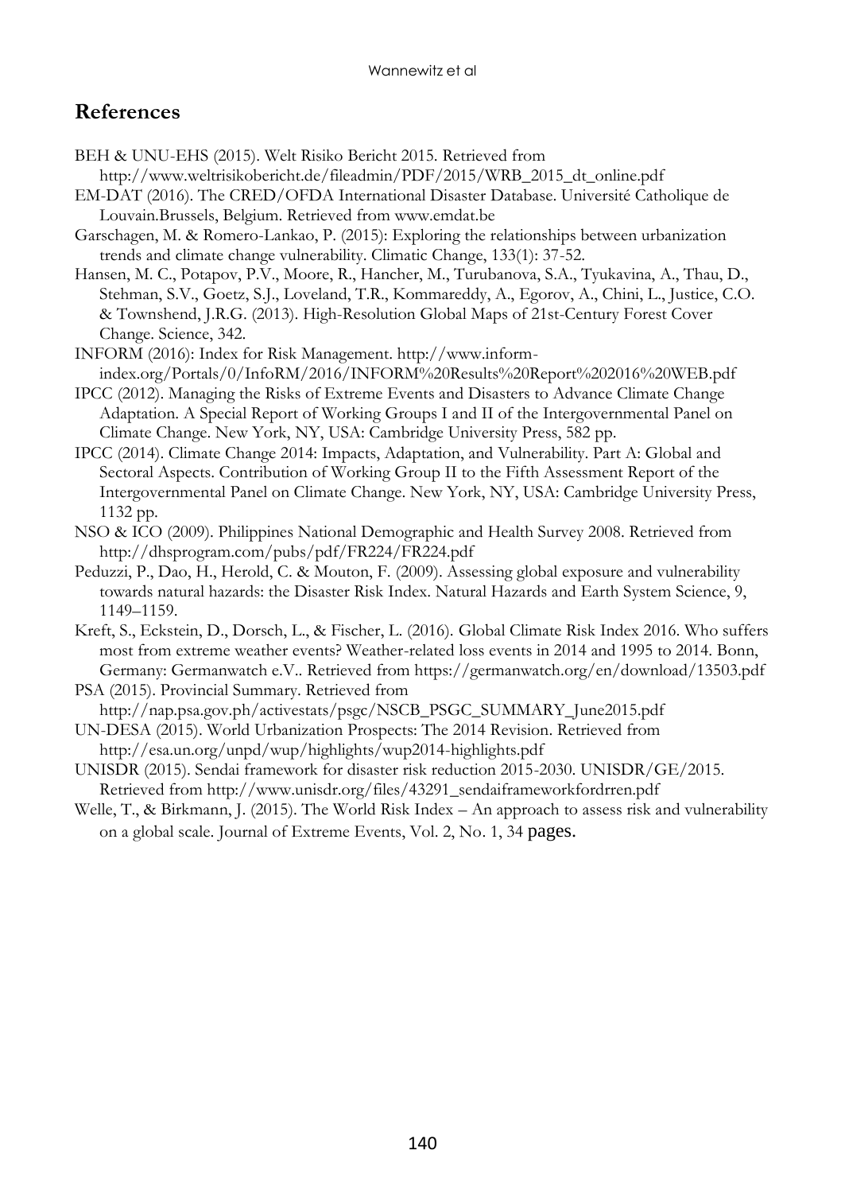## References

BEH & UNU-EHS (2015). Welt Risiko Bericht 2015. Retrieved from http://www.weltrisikobericht.de/fileadmin/PDF/2015/WRB_2015_dt_online.pdf

EM-DAT (2016). The CRED/OFDA International Disaster Database. Université Catholique de Louvain.Brussels, Belgium. Retrieved from www.emdat.be

Garschagen, M. & Romero-Lankao, P. (2015): Exploring the relationships between urbanization trends and climate change vulnerability. Climatic Change, 133(1): 37-52.

Hansen, M. C., Potapov, P.V., Moore, R., Hancher, M., Turubanova, S.A., Tyukavina, A., Thau, D., Stehman, S.V., Goetz, S.J., Loveland, T.R., Kommareddy, A., Egorov, A., Chini, L., Justice, C.O. & Townshend, J.R.G. (2013). High-Resolution Global Maps of 21st-Century Forest Cover Change. Science, 342.

INFORM (2016): Index for Risk Management. http://www.inform-index.org/Portals/0/InfoRM/2016/INFORM%20Results%20Report%202016%20WEB.pdf

IPCC (2012). Managing the Risks of Extreme Events and Disasters to Advance Climate Change Adaptation. A Special Report of Working Groups I and II of the Intergovernmental Panel on Climate Change. New York, NY, USA: Cambridge University Press, 582 pp.

IPCC (2014). Climate Change 2014: Impacts, Adaptation, and Vulnerability. Part A: Global and Sectoral Aspects. Contribution of Working Group II to the Fifth Assessment Report of the Intergovernmental Panel on Climate Change. New York, NY, USA: Cambridge University Press, 1132 pp.

NSO & ICO (2009). Philippines National Demographic and Health Survey 2008. Retrieved from http://dhsprogram.com/pubs/pdf/FR224/FR224.pdf

Peduzzi, P., Dao, H., Herold, C. & Mouton, F. (2009). Assessing global exposure and vulnerability towards natural hazards: the Disaster Risk Index. Natural Hazards and Earth System Science, 9, 1149–1159.

Kreft, S., Eckstein, D., Dorsch, L., & Fischer, L. (2016). Global Climate Risk Index 2016. Who suffers most from extreme weather events? Weather-related loss events in 2014 and 1995 to 2014. Bonn, Germany: Germanwatch e.V.. Retrieved from https://germanwatch.org/en/download/13503.pdf

PSA (2015). Provincial Summary. Retrieved from http://nap.psa.gov.ph/activestats/psgc/NSCB_PSGC_SUMMARY_June2015.pdf

UN-DESA (2015). World Urbanization Prospects: The 2014 Revision. Retrieved from http://esa.un.org/unpd/wup/highlights/wup2014-highlights.pdf

UNISDR (2015). Sendai framework for disaster risk reduction 2015-2030. UNISDR/GE/2015. Retrieved from http://www.unisdr.org/files/43291_sendaiframeworkfordrren.pdf

Welle, T., & Birkmann, J. (2015). The World Risk Index – An approach to assess risk and vulnerability on a global scale. Journal of Extreme Events, Vol. 2, No. 1, 34 pages.